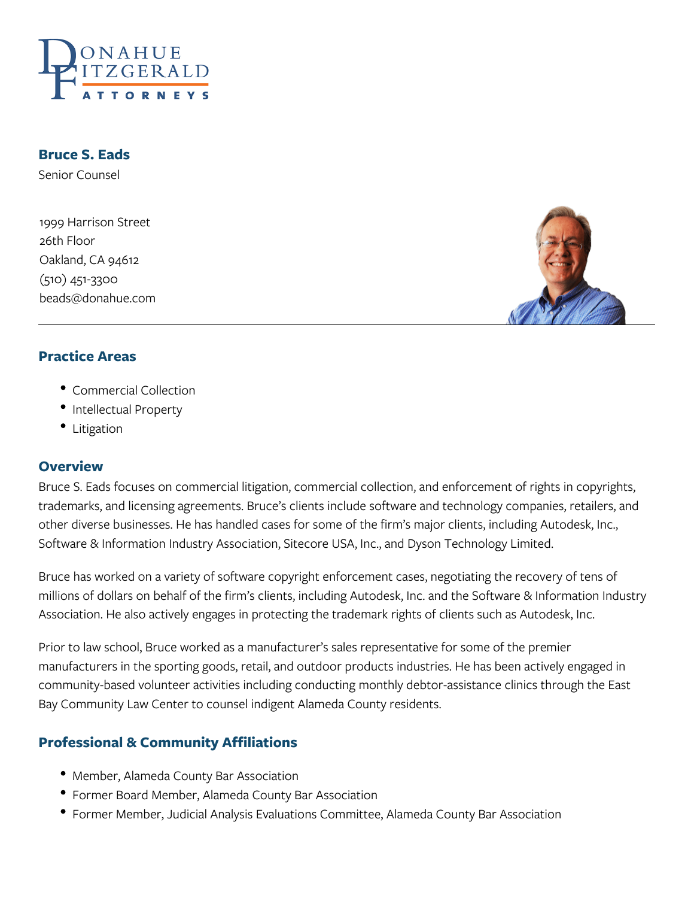Donahue Fitzgerald Attorneys

# Bruce S. Eads

Senior Counsel

1999 Harrison Street
26th Floor
Oakland, CA 94612
(510) 451-3300
beads@donahue.com

## Practice Areas

- Commercial Collection
- Intellectual Property
- Litigation

## Overview

Bruce S. Eads focuses on commercial litigation, commercial collection, and enforcement of rights in copyrights, trademarks, and licensing agreements. Bruce's clients include software and technology companies, retailers, and other diverse businesses. He has handled cases for some of the firm's major clients, including Autodesk, Inc., Software & Information Industry Association, Sitecore USA, Inc., and Dyson Technology Limited.

Bruce has worked on a variety of software copyright enforcement cases, negotiating the recovery of tens of millions of dollars on behalf of the firm's clients, including Autodesk, Inc. and the Software & Information Industry Association. He also actively engages in protecting the trademark rights of clients such as Autodesk, Inc.

Prior to law school, Bruce worked as a manufacturer's sales representative for some of the premier manufacturers in the sporting goods, retail, and outdoor products industries. He has been actively engaged in community-based volunteer activities including conducting monthly debtor-assistance clinics through the East Bay Community Law Center to counsel indigent Alameda County residents.

## Professional & Community Affiliations

- Member, Alameda County Bar Association
- Former Board Member, Alameda County Bar Association
- Former Member, Judicial Analysis Evaluations Committee, Alameda County Bar Association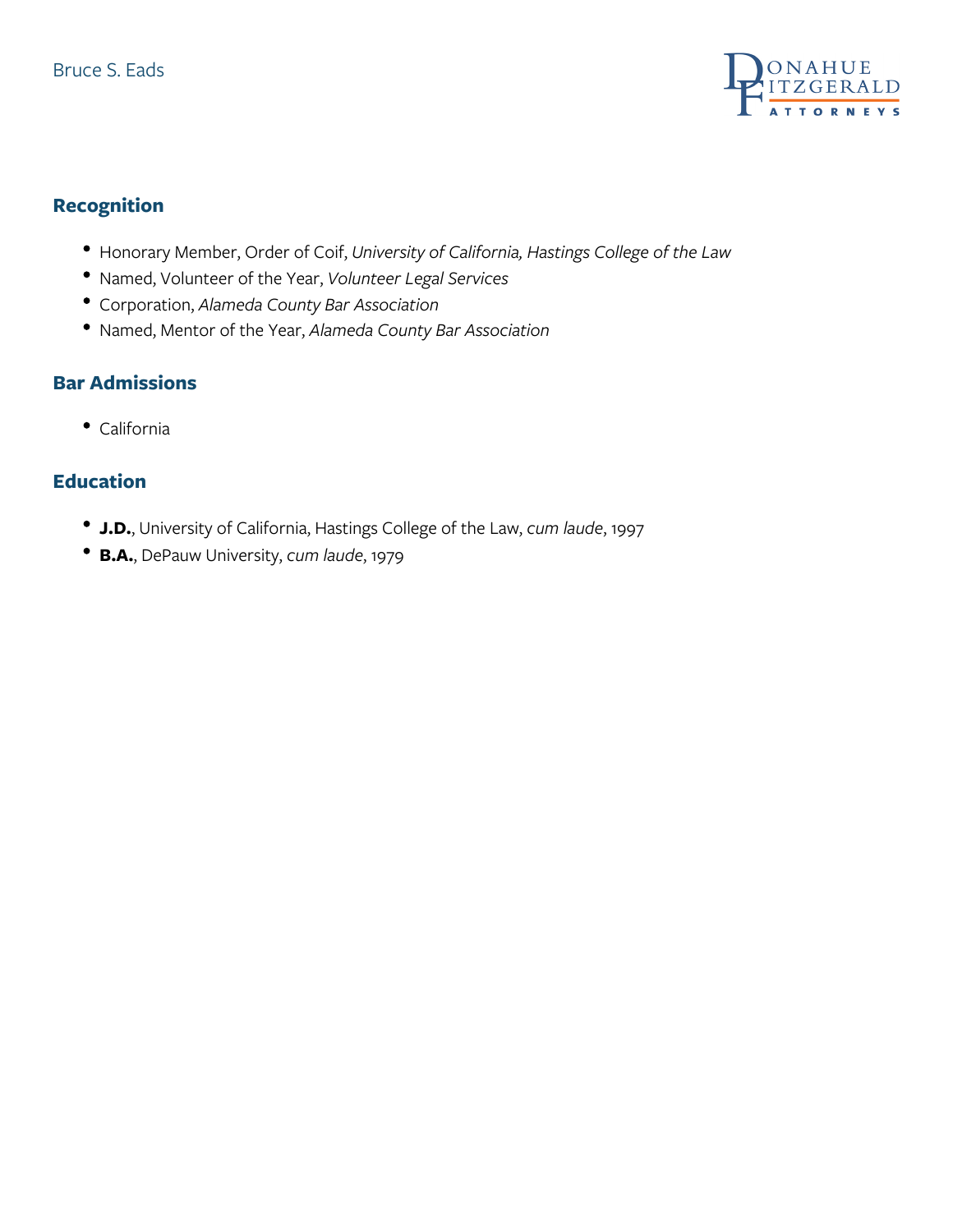## Recognition

- Honorary Member, Order of Coif, *University of California, Hastings College of the Law*
- Named, Volunteer of the Year, *Volunteer Legal Services*
- Corporation, *Alameda County Bar Association*
- Named, Mentor of the Year, *Alameda County Bar Association*

## Bar Admissions

- California

## Education

- **J.D.**, University of California, Hastings College of the Law, *cum laude*, 1997
- **B.A.**, DePauw University, *cum laude*, 1979